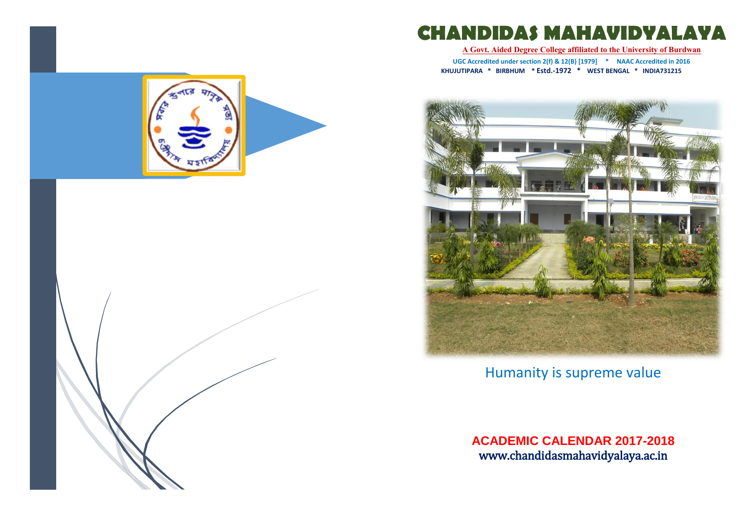# CHANDIDAS MAHAVIDYALAYA

**A Govt. Aided Degree College affiliated to the University of Burdwan**

**UGC Accredited under section 2(f) & 12(B) [1979] * NAAC Accredited in 2016**

**KHUJUTIPARA * BIRBHUM * Estd.-1972 * WEST BENGAL * INDIA731215**

Humanity is supreme value

## ACADEMIC CALENDAR 2017-2018

**www.chandidasmahavidyalaya.ac.in**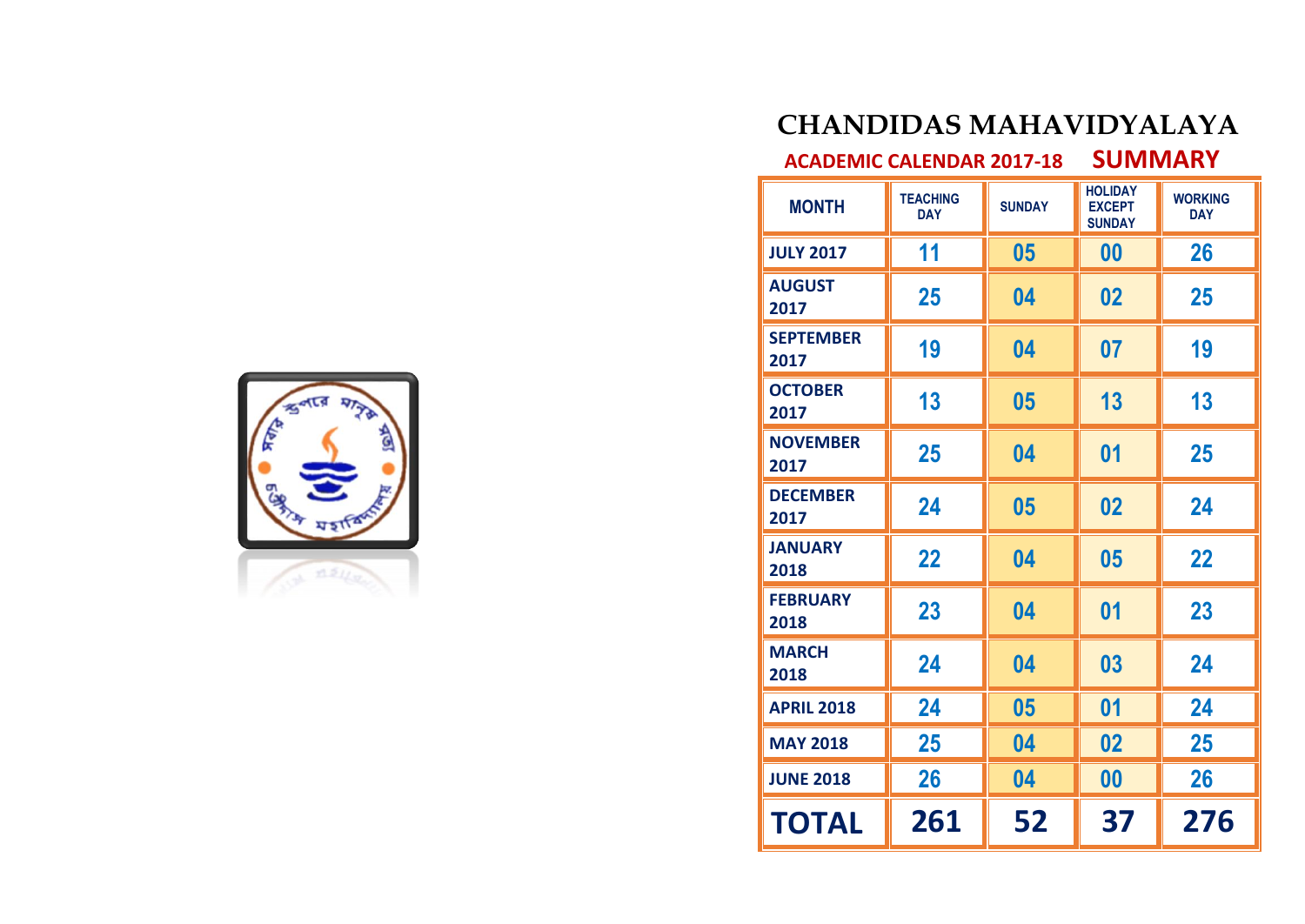# CHANDIDAS MAHAVIDYALAYA

## ACADEMIC CALENDAR 2017-18 SUMMARY

| MONTH | TEACHING DAY | SUNDAY | HOLIDAY EXCEPT SUNDAY | WORKING DAY |
|---|---|---|---|---|
| JULY 2017 | 11 | 05 | 00 | 26 |
| AUGUST 2017 | 25 | 04 | 02 | 25 |
| SEPTEMBER 2017 | 19 | 04 | 07 | 19 |
| OCTOBER 2017 | 13 | 05 | 13 | 13 |
| NOVEMBER 2017 | 25 | 04 | 01 | 25 |
| DECEMBER 2017 | 24 | 05 | 02 | 24 |
| JANUARY 2018 | 22 | 04 | 05 | 22 |
| FEBRUARY 2018 | 23 | 04 | 01 | 23 |
| MARCH 2018 | 24 | 04 | 03 | 24 |
| APRIL 2018 | 24 | 05 | 01 | 24 |
| MAY 2018 | 25 | 04 | 02 | 25 |
| JUNE 2018 | 26 | 04 | 00 | 26 |
| **TOTAL** | **261** | **52** | **37** | **276** |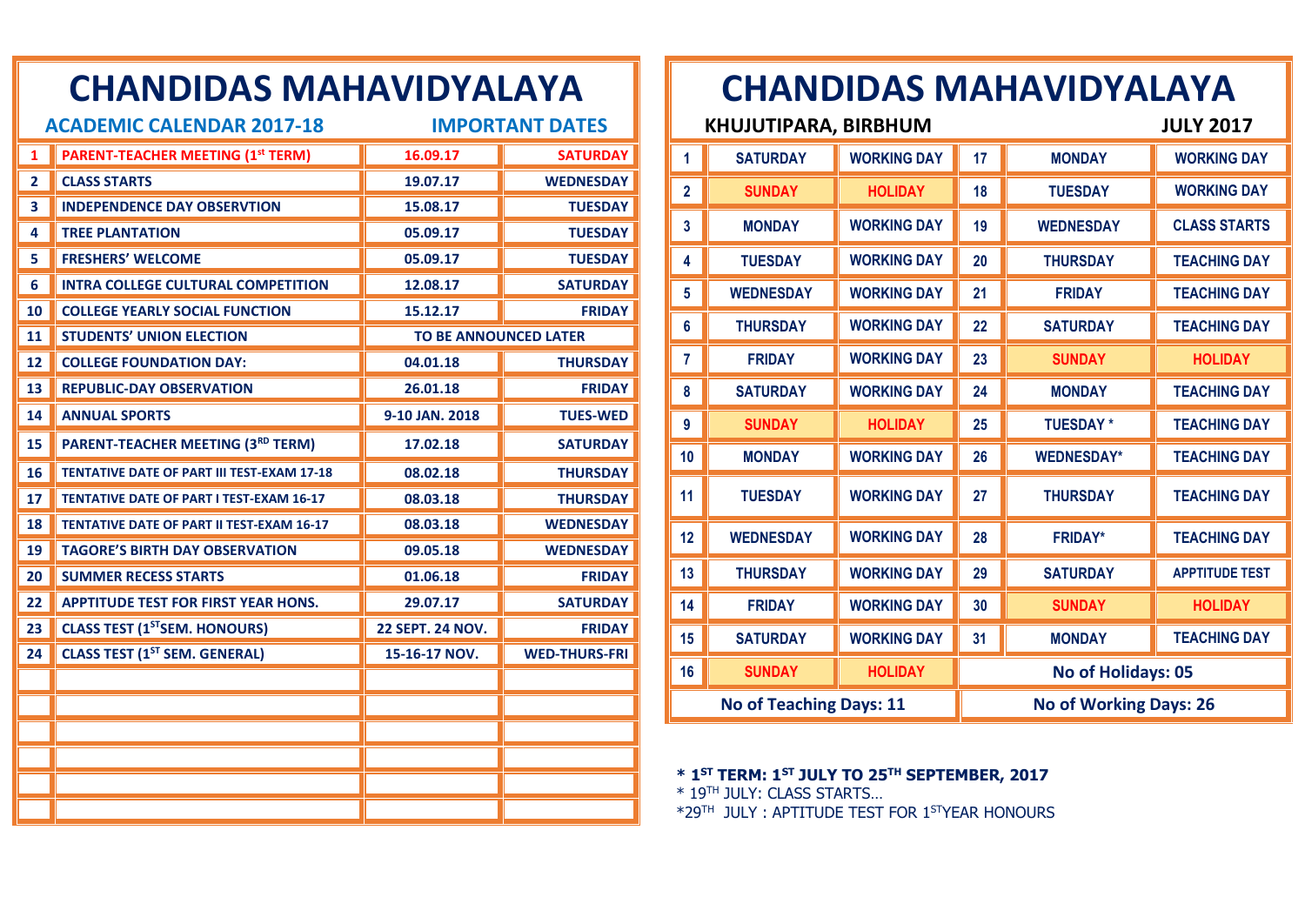# CHANDIDAS MAHAVIDYALAYA

## ACADEMIC CALENDAR 2017-18 — IMPORTANT DATES

| | | | |
|---|---|---|---|
| 1 | PARENT-TEACHER MEETING (1st TERM) | 16.09.17 | SATURDAY |
| 2 | CLASS STARTS | 19.07.17 | WEDNESDAY |
| 3 | INDEPENDENCE DAY OBSERVTION | 15.08.17 | TUESDAY |
| 4 | TREE PLANTATION | 05.09.17 | TUESDAY |
| 5 | FRESHERS' WELCOME | 05.09.17 | TUESDAY |
| 6 | INTRA COLLEGE CULTURAL COMPETITION | 12.08.17 | SATURDAY |
| 10 | COLLEGE YEARLY SOCIAL FUNCTION | 15.12.17 | FRIDAY |
| 11 | STUDENTS' UNION ELECTION | TO BE ANNOUNCED LATER | |
| 12 | COLLEGE FOUNDATION DAY: | 04.01.18 | THURSDAY |
| 13 | REPUBLIC-DAY OBSERVATION | 26.01.18 | FRIDAY |
| 14 | ANNUAL SPORTS | 9-10 JAN. 2018 | TUES-WED |
| 15 | PARENT-TEACHER MEETING (3RD TERM) | 17.02.18 | SATURDAY |
| 16 | TENTATIVE DATE OF PART III TEST-EXAM 17-18 | 08.02.18 | THURSDAY |
| 17 | TENTATIVE DATE OF PART I TEST-EXAM 16-17 | 08.03.18 | THURSDAY |
| 18 | TENTATIVE DATE OF PART II TEST-EXAM 16-17 | 08.03.18 | WEDNESDAY |
| 19 | TAGORE'S BIRTH DAY OBSERVATION | 09.05.18 | WEDNESDAY |
| 20 | SUMMER RECESS STARTS | 01.06.18 | FRIDAY |
| 22 | APPTITUDE TEST FOR FIRST YEAR HONS. | 29.07.17 | SATURDAY |
| 23 | CLASS TEST (1ST SEM. HONOURS) | 22 SEPT. 24 NOV. | FRIDAY |
| 24 | CLASS TEST (1ST SEM. GENERAL) | 15-16-17 NOV. | WED-THURS-FRI |

# CHANDIDAS MAHAVIDYALAYA

**KHUJUTIPARA, BIRBHUM** — **JULY 2017**

| | | | | | |
|---|---|---|---|---|---|
| 1 | SATURDAY | WORKING DAY | 17 | MONDAY | WORKING DAY |
| 2 | SUNDAY | HOLIDAY | 18 | TUESDAY | WORKING DAY |
| 3 | MONDAY | WORKING DAY | 19 | WEDNESDAY | CLASS STARTS |
| 4 | TUESDAY | WORKING DAY | 20 | THURSDAY | TEACHING DAY |
| 5 | WEDNESDAY | WORKING DAY | 21 | FRIDAY | TEACHING DAY |
| 6 | THURSDAY | WORKING DAY | 22 | SATURDAY | TEACHING DAY |
| 7 | FRIDAY | WORKING DAY | 23 | SUNDAY | HOLIDAY |
| 8 | SATURDAY | WORKING DAY | 24 | MONDAY | TEACHING DAY |
| 9 | SUNDAY | HOLIDAY | 25 | TUESDAY * | TEACHING DAY |
| 10 | MONDAY | WORKING DAY | 26 | WEDNESDAY* | TEACHING DAY |
| 11 | TUESDAY | WORKING DAY | 27 | THURSDAY | TEACHING DAY |
| 12 | WEDNESDAY | WORKING DAY | 28 | FRIDAY* | TEACHING DAY |
| 13 | THURSDAY | WORKING DAY | 29 | SATURDAY | APPTITUDE TEST |
| 14 | FRIDAY | WORKING DAY | 30 | SUNDAY | HOLIDAY |
| 15 | SATURDAY | WORKING DAY | 31 | MONDAY | TEACHING DAY |
| 16 | SUNDAY | HOLIDAY | No of Holidays: 05 | | |
| No of Teaching Days: 11 | | | No of Working Days: 26 | | |

**\* 1ST TERM: 1ST JULY TO 25TH SEPTEMBER, 2017**

\* 19TH JULY: CLASS STARTS…

\*29TH JULY : APPTITUDE TEST FOR 1STYEAR HONOURS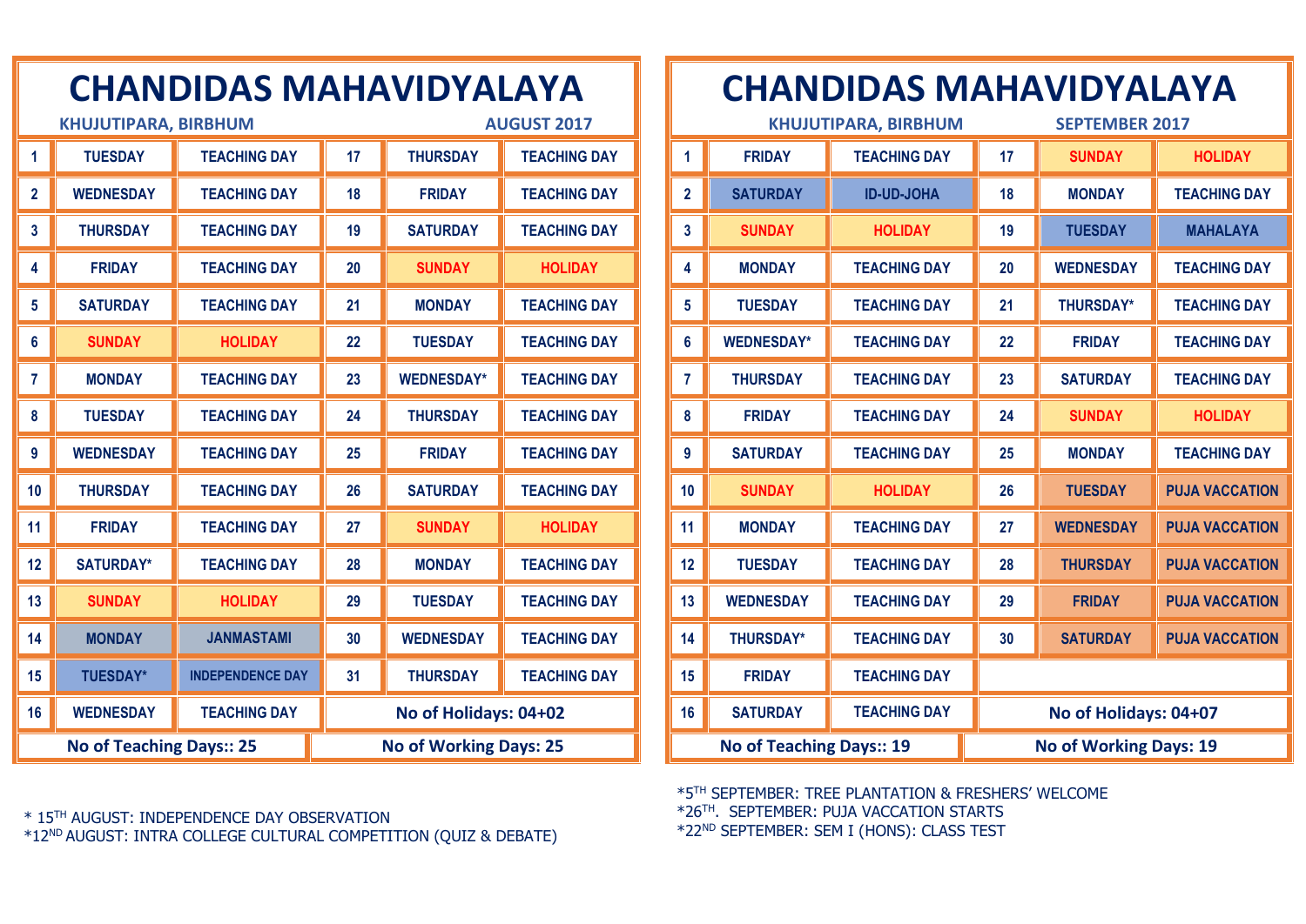# CHANDIDAS MAHAVIDYALAYA

**KHUJUTIPARA, BIRBHUM** **AUGUST 2017**

| | | | | | |
|---|---|---|---|---|---|
| 1 | TUESDAY | TEACHING DAY | 17 | THURSDAY | TEACHING DAY |
| 2 | WEDNESDAY | TEACHING DAY | 18 | FRIDAY | TEACHING DAY |
| 3 | THURSDAY | TEACHING DAY | 19 | SATURDAY | TEACHING DAY |
| 4 | FRIDAY | TEACHING DAY | 20 | SUNDAY | HOLIDAY |
| 5 | SATURDAY | TEACHING DAY | 21 | MONDAY | TEACHING DAY |
| 6 | SUNDAY | HOLIDAY | 22 | TUESDAY | TEACHING DAY |
| 7 | MONDAY | TEACHING DAY | 23 | WEDNESDAY* | TEACHING DAY |
| 8 | TUESDAY | TEACHING DAY | 24 | THURSDAY | TEACHING DAY |
| 9 | WEDNESDAY | TEACHING DAY | 25 | FRIDAY | TEACHING DAY |
| 10 | THURSDAY | TEACHING DAY | 26 | SATURDAY | TEACHING DAY |
| 11 | FRIDAY | TEACHING DAY | 27 | SUNDAY | HOLIDAY |
| 12 | SATURDAY* | TEACHING DAY | 28 | MONDAY | TEACHING DAY |
| 13 | SUNDAY | HOLIDAY | 29 | TUESDAY | TEACHING DAY |
| 14 | MONDAY | JANMASTAMI | 30 | WEDNESDAY | TEACHING DAY |
| 15 | TUESDAY* | INDEPENDENCE DAY | 31 | THURSDAY | TEACHING DAY |
| 16 | WEDNESDAY | TEACHING DAY | No of Holidays: 04+02 | | |
| No of Teaching Days:: 25 | | | No of Working Days: 25 | | |

\* 15TH AUGUST: INDEPENDENCE DAY OBSERVATION
\*12ND AUGUST: INTRA COLLEGE CULTURAL COMPETITION (QUIZ & DEBATE)

# CHANDIDAS MAHAVIDYALAYA

**KHUJUTIPARA, BIRBHUM** **SEPTEMBER 2017**

| | | | | | |
|---|---|---|---|---|---|
| 1 | FRIDAY | TEACHING DAY | 17 | SUNDAY | HOLIDAY |
| 2 | SATURDAY | ID-UD-JOHA | 18 | MONDAY | TEACHING DAY |
| 3 | SUNDAY | HOLIDAY | 19 | TUESDAY | MAHALAYA |
| 4 | MONDAY | TEACHING DAY | 20 | WEDNESDAY | TEACHING DAY |
| 5 | TUESDAY | TEACHING DAY | 21 | THURSDAY* | TEACHING DAY |
| 6 | WEDNESDAY* | TEACHING DAY | 22 | FRIDAY | TEACHING DAY |
| 7 | THURSDAY | TEACHING DAY | 23 | SATURDAY | TEACHING DAY |
| 8 | FRIDAY | TEACHING DAY | 24 | SUNDAY | HOLIDAY |
| 9 | SATURDAY | TEACHING DAY | 25 | MONDAY | TEACHING DAY |
| 10 | SUNDAY | HOLIDAY | 26 | TUESDAY | PUJA VACCATION |
| 11 | MONDAY | TEACHING DAY | 27 | WEDNESDAY | PUJA VACCATION |
| 12 | TUESDAY | TEACHING DAY | 28 | THURSDAY | PUJA VACCATION |
| 13 | WEDNESDAY | TEACHING DAY | 29 | FRIDAY | PUJA VACCATION |
| 14 | THURSDAY* | TEACHING DAY | 30 | SATURDAY | PUJA VACCATION |
| 15 | FRIDAY | TEACHING DAY | | | |
| 16 | SATURDAY | TEACHING DAY | No of Holidays: 04+07 | | |
| No of Teaching Days:: 19 | | | No of Working Days: 19 | | |

\*5TH SEPTEMBER: TREE PLANTATION & FRESHERS' WELCOME
\*26TH. SEPTEMBER: PUJA VACCATION STARTS
\*22ND SEPTEMBER: SEM I (HONS): CLASS TEST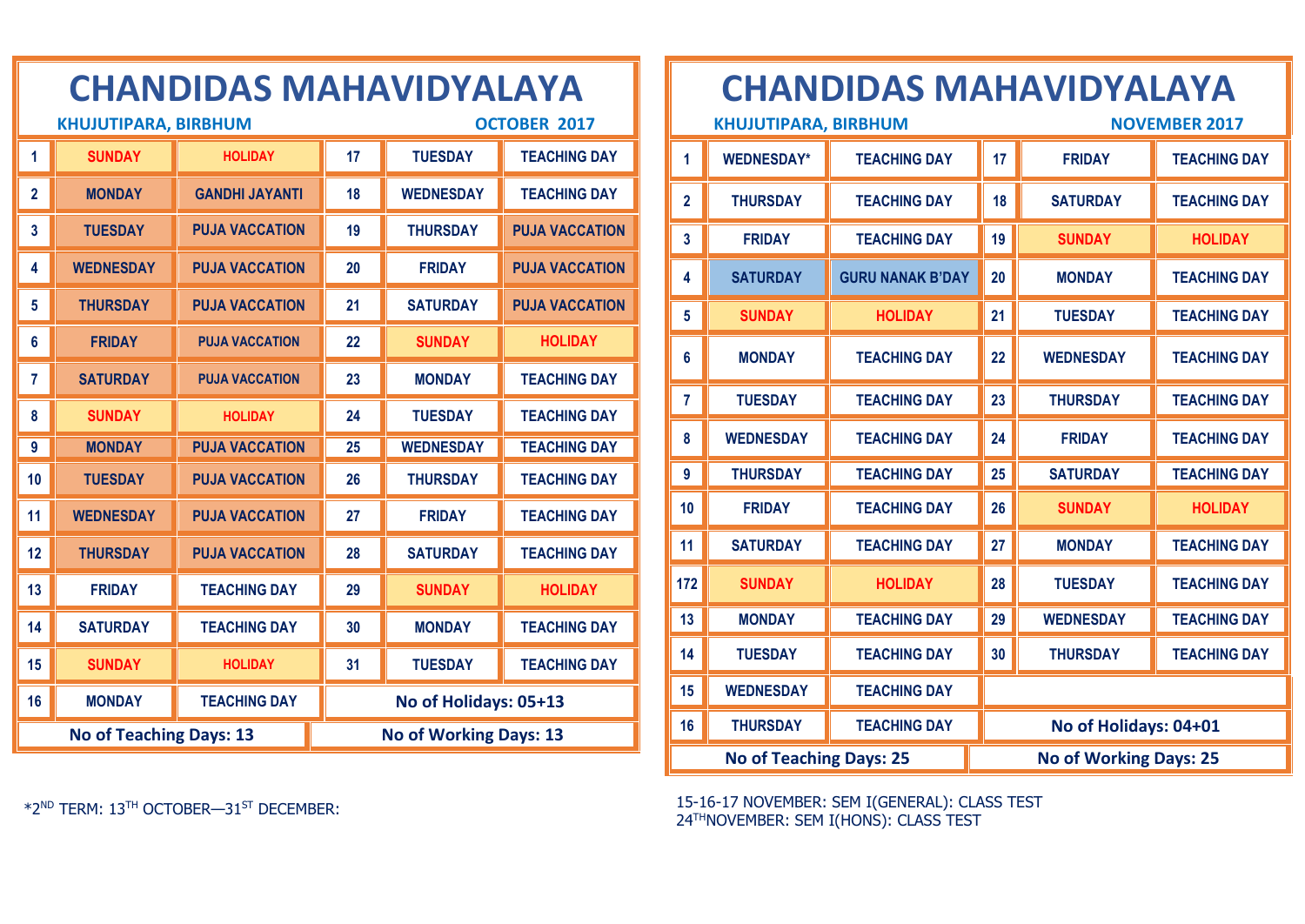# CHANDIDAS MAHAVIDYALAYA

**KHUJUTIPARA, BIRBHUM** — **OCTOBER 2017**

| | | | | | |
|---|---|---|---|---|---|
| 1 | SUNDAY | HOLIDAY | 17 | TUESDAY | TEACHING DAY |
| 2 | MONDAY | GANDHI JAYANTI | 18 | WEDNESDAY | TEACHING DAY |
| 3 | TUESDAY | PUJA VACCATION | 19 | THURSDAY | PUJA VACCATION |
| 4 | WEDNESDAY | PUJA VACCATION | 20 | FRIDAY | PUJA VACCATION |
| 5 | THURSDAY | PUJA VACCATION | 21 | SATURDAY | PUJA VACCATION |
| 6 | FRIDAY | PUJA VACCATION | 22 | SUNDAY | HOLIDAY |
| 7 | SATURDAY | PUJA VACCATION | 23 | MONDAY | TEACHING DAY |
| 8 | SUNDAY | HOLIDAY | 24 | TUESDAY | TEACHING DAY |
| 9 | MONDAY | PUJA VACCATION | 25 | WEDNESDAY | TEACHING DAY |
| 10 | TUESDAY | PUJA VACCATION | 26 | THURSDAY | TEACHING DAY |
| 11 | WEDNESDAY | PUJA VACCATION | 27 | FRIDAY | TEACHING DAY |
| 12 | THURSDAY | PUJA VACCATION | 28 | SATURDAY | TEACHING DAY |
| 13 | FRIDAY | TEACHING DAY | 29 | SUNDAY | HOLIDAY |
| 14 | SATURDAY | TEACHING DAY | 30 | MONDAY | TEACHING DAY |
| 15 | SUNDAY | HOLIDAY | 31 | TUESDAY | TEACHING DAY |
| 16 | MONDAY | TEACHING DAY | No of Holidays: 05+13 | | |
| No of Teaching Days: 13 | | | No of Working Days: 13 | | |

*2[ND] TERM: 13[TH] OCTOBER—31[ST] DECEMBER:

# CHANDIDAS MAHAVIDYALAYA

**KHUJUTIPARA, BIRBHUM** — **NOVEMBER 2017**

| | | | | | |
|---|---|---|---|---|---|
| 1 | WEDNESDAY* | TEACHING DAY | 17 | FRIDAY | TEACHING DAY |
| 2 | THURSDAY | TEACHING DAY | 18 | SATURDAY | TEACHING DAY |
| 3 | FRIDAY | TEACHING DAY | 19 | SUNDAY | HOLIDAY |
| 4 | SATURDAY | GURU NANAK B'DAY | 20 | MONDAY | TEACHING DAY |
| 5 | SUNDAY | HOLIDAY | 21 | TUESDAY | TEACHING DAY |
| 6 | MONDAY | TEACHING DAY | 22 | WEDNESDAY | TEACHING DAY |
| 7 | TUESDAY | TEACHING DAY | 23 | THURSDAY | TEACHING DAY |
| 8 | WEDNESDAY | TEACHING DAY | 24 | FRIDAY | TEACHING DAY |
| 9 | THURSDAY | TEACHING DAY | 25 | SATURDAY | TEACHING DAY |
| 10 | FRIDAY | TEACHING DAY | 26 | SUNDAY | HOLIDAY |
| 11 | SATURDAY | TEACHING DAY | 27 | MONDAY | TEACHING DAY |
| 172 | SUNDAY | HOLIDAY | 28 | TUESDAY | TEACHING DAY |
| 13 | MONDAY | TEACHING DAY | 29 | WEDNESDAY | TEACHING DAY |
| 14 | TUESDAY | TEACHING DAY | 30 | THURSDAY | TEACHING DAY |
| 15 | WEDNESDAY | TEACHING DAY | | | |
| 16 | THURSDAY | TEACHING DAY | No of Holidays: 04+01 | | |
| No of Teaching Days: 25 | | | No of Working Days: 25 | | |

15-16-17 NOVEMBER: SEM I(GENERAL): CLASS TEST
24[TH]NOVEMBER: SEM I(HONS): CLASS TEST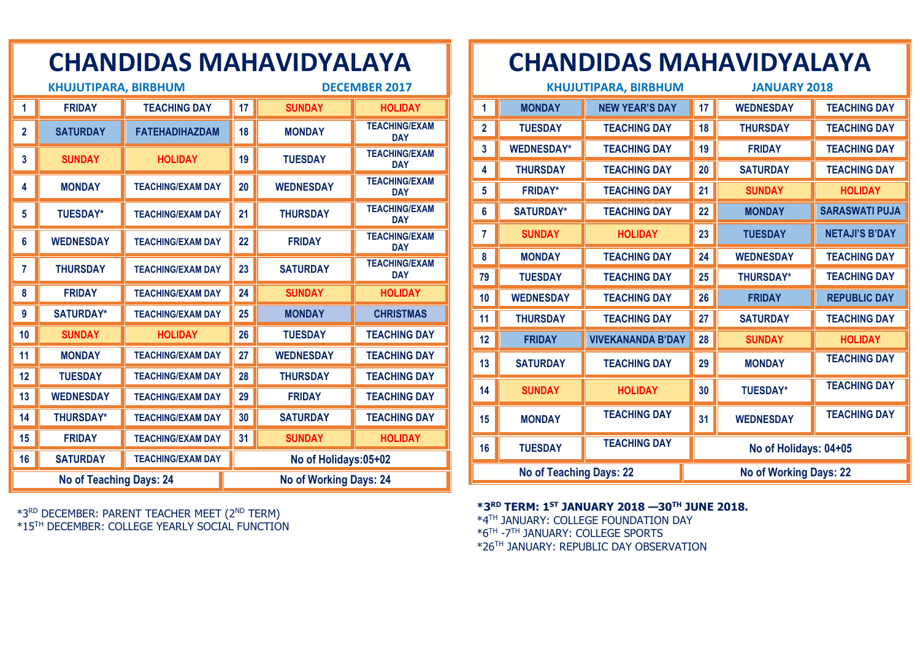# CHANDIDAS MAHAVIDYALAYA

**KHUJUTIPARA, BIRBHUM** **DECEMBER 2017**

| | | | | | |
|---|---|---|---|---|---|
| 1 | FRIDAY | TEACHING DAY | 17 | SUNDAY | HOLIDAY |
| 2 | SATURDAY | FATEHADIHAZDAM | 18 | MONDAY | TEACHING/EXAM DAY |
| 3 | SUNDAY | HOLIDAY | 19 | TUESDAY | TEACHING/EXAM DAY |
| 4 | MONDAY | TEACHING/EXAM DAY | 20 | WEDNESDAY | TEACHING/EXAM DAY |
| 5 | TUESDAY* | TEACHING/EXAM DAY | 21 | THURSDAY | TEACHING/EXAM DAY |
| 6 | WEDNESDAY | TEACHING/EXAM DAY | 22 | FRIDAY | TEACHING/EXAM DAY |
| 7 | THURSDAY | TEACHING/EXAM DAY | 23 | SATURDAY | TEACHING/EXAM DAY |
| 8 | FRIDAY | TEACHING/EXAM DAY | 24 | SUNDAY | HOLIDAY |
| 9 | SATURDAY* | TEACHING/EXAM DAY | 25 | MONDAY | CHRISTMAS |
| 10 | SUNDAY | HOLIDAY | 26 | TUESDAY | TEACHING DAY |
| 11 | MONDAY | TEACHING/EXAM DAY | 27 | WEDNESDAY | TEACHING DAY |
| 12 | TUESDAY | TEACHING/EXAM DAY | 28 | THURSDAY | TEACHING DAY |
| 13 | WEDNESDAY | TEACHING/EXAM DAY | 29 | FRIDAY | TEACHING DAY |
| 14 | THURSDAY* | TEACHING/EXAM DAY | 30 | SATURDAY | TEACHING DAY |
| 15 | FRIDAY | TEACHING/EXAM DAY | 31 | SUNDAY | HOLIDAY |
| 16 | SATURDAY | TEACHING/EXAM DAY | No of Holidays:05+02 | | |
| No of Teaching Days: 24 | | | No of Working Days: 24 | | |

*3RD DECEMBER: PARENT TEACHER MEET (2ND TERM)
*15TH DECEMBER: COLLEGE YEARLY SOCIAL FUNCTION

# CHANDIDAS MAHAVIDYALAYA

**KHUJUTIPARA, BIRBHUM** **JANUARY 2018**

| | | | | | |
|---|---|---|---|---|---|
| 1 | MONDAY | NEW YEAR'S DAY | 17 | WEDNESDAY | TEACHING DAY |
| 2 | TUESDAY | TEACHING DAY | 18 | THURSDAY | TEACHING DAY |
| 3 | WEDNESDAY* | TEACHING DAY | 19 | FRIDAY | TEACHING DAY |
| 4 | THURSDAY | TEACHING DAY | 20 | SATURDAY | TEACHING DAY |
| 5 | FRIDAY* | TEACHING DAY | 21 | SUNDAY | HOLIDAY |
| 6 | SATURDAY* | TEACHING DAY | 22 | MONDAY | SARASWATI PUJA |
| 7 | SUNDAY | HOLIDAY | 23 | TUESDAY | NETAJI'S B'DAY |
| 8 | MONDAY | TEACHING DAY | 24 | WEDNESDAY | TEACHING DAY |
| 79 | TUESDAY | TEACHING DAY | 25 | THURSDAY* | TEACHING DAY |
| 10 | WEDNESDAY | TEACHING DAY | 26 | FRIDAY | REPUBLIC DAY |
| 11 | THURSDAY | TEACHING DAY | 27 | SATURDAY | TEACHING DAY |
| 12 | FRIDAY | VIVEKANANDA B'DAY | 28 | SUNDAY | HOLIDAY |
| 13 | SATURDAY | TEACHING DAY | 29 | MONDAY | TEACHING DAY |
| 14 | SUNDAY | HOLIDAY | 30 | TUESDAY* | TEACHING DAY |
| 15 | MONDAY | TEACHING DAY | 31 | WEDNESDAY | TEACHING DAY |
| 16 | TUESDAY | TEACHING DAY | No of Holidays: 04+05 | | |
| No of Teaching Days: 22 | | | No of Working Days: 22 | | |

**\*3RD TERM: 1ST JANUARY 2018 —30TH JUNE 2018.**
*4TH JANUARY: COLLEGE FOUNDATION DAY
*6TH -7TH JANUARY: COLLEGE SPORTS
*26TH JANUARY: REPUBLIC DAY OBSERVATION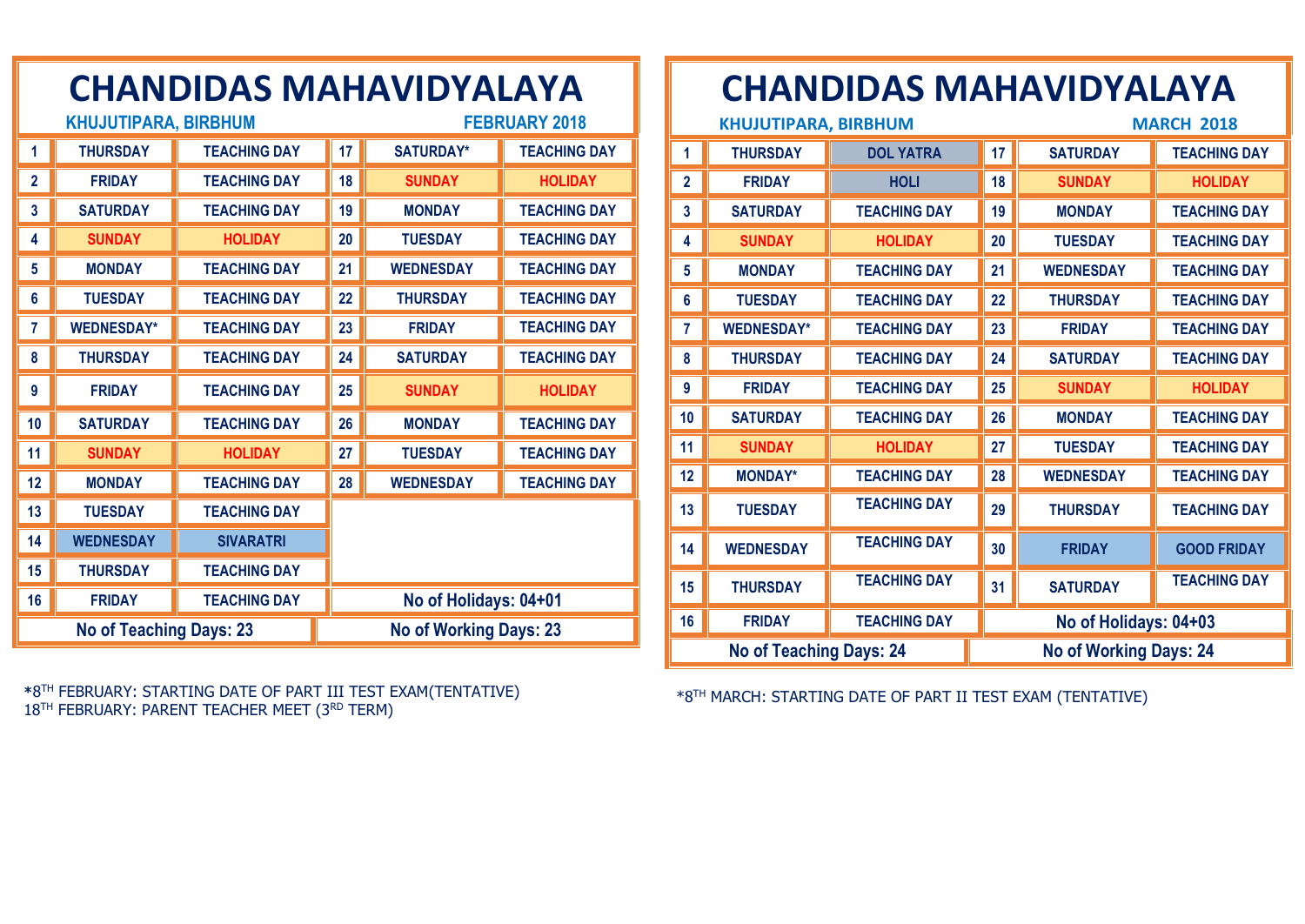# CHANDIDAS MAHAVIDYALAYA

**KHUJUTIPARA, BIRBHUM** — **FEBRUARY 2018**

| 1 | THURSDAY | TEACHING DAY | 17 | SATURDAY* | TEACHING DAY |
|---|---|---|---|---|---|
| 2 | FRIDAY | TEACHING DAY | 18 | SUNDAY | HOLIDAY |
| 3 | SATURDAY | TEACHING DAY | 19 | MONDAY | TEACHING DAY |
| 4 | SUNDAY | HOLIDAY | 20 | TUESDAY | TEACHING DAY |
| 5 | MONDAY | TEACHING DAY | 21 | WEDNESDAY | TEACHING DAY |
| 6 | TUESDAY | TEACHING DAY | 22 | THURSDAY | TEACHING DAY |
| 7 | WEDNESDAY* | TEACHING DAY | 23 | FRIDAY | TEACHING DAY |
| 8 | THURSDAY | TEACHING DAY | 24 | SATURDAY | TEACHING DAY |
| 9 | FRIDAY | TEACHING DAY | 25 | SUNDAY | HOLIDAY |
| 10 | SATURDAY | TEACHING DAY | 26 | MONDAY | TEACHING DAY |
| 11 | SUNDAY | HOLIDAY | 27 | TUESDAY | TEACHING DAY |
| 12 | MONDAY | TEACHING DAY | 28 | WEDNESDAY | TEACHING DAY |
| 13 | TUESDAY | TEACHING DAY | | | |
| 14 | WEDNESDAY | SIVARATRI | | | |
| 15 | THURSDAY | TEACHING DAY | | | |
| 16 | FRIDAY | TEACHING DAY | No of Holidays: 04+01 | | |
| No of Teaching Days: 23 | | | No of Working Days: 23 | | |

*8TH FEBRUARY: STARTING DATE OF PART III TEST EXAM(TENTATIVE)
18TH FEBRUARY: PARENT TEACHER MEET (3RD TERM)

# CHANDIDAS MAHAVIDYALAYA

**KHUJUTIPARA, BIRBHUM** — **MARCH 2018**

| 1 | THURSDAY | DOL YATRA | 17 | SATURDAY | TEACHING DAY |
|---|---|---|---|---|---|
| 2 | FRIDAY | HOLI | 18 | SUNDAY | HOLIDAY |
| 3 | SATURDAY | TEACHING DAY | 19 | MONDAY | TEACHING DAY |
| 4 | SUNDAY | HOLIDAY | 20 | TUESDAY | TEACHING DAY |
| 5 | MONDAY | TEACHING DAY | 21 | WEDNESDAY | TEACHING DAY |
| 6 | TUESDAY | TEACHING DAY | 22 | THURSDAY | TEACHING DAY |
| 7 | WEDNESDAY* | TEACHING DAY | 23 | FRIDAY | TEACHING DAY |
| 8 | THURSDAY | TEACHING DAY | 24 | SATURDAY | TEACHING DAY |
| 9 | FRIDAY | TEACHING DAY | 25 | SUNDAY | HOLIDAY |
| 10 | SATURDAY | TEACHING DAY | 26 | MONDAY | TEACHING DAY |
| 11 | SUNDAY | HOLIDAY | 27 | TUESDAY | TEACHING DAY |
| 12 | MONDAY* | TEACHING DAY | 28 | WEDNESDAY | TEACHING DAY |
| 13 | TUESDAY | TEACHING DAY | 29 | THURSDAY | TEACHING DAY |
| 14 | WEDNESDAY | TEACHING DAY | 30 | FRIDAY | GOOD FRIDAY |
| 15 | THURSDAY | TEACHING DAY | 31 | SATURDAY | TEACHING DAY |
| 16 | FRIDAY | TEACHING DAY | No of Holidays: 04+03 | | |
| No of Teaching Days: 24 | | | No of Working Days: 24 | | |

*8TH MARCH: STARTING DATE OF PART II TEST EXAM (TENTATIVE)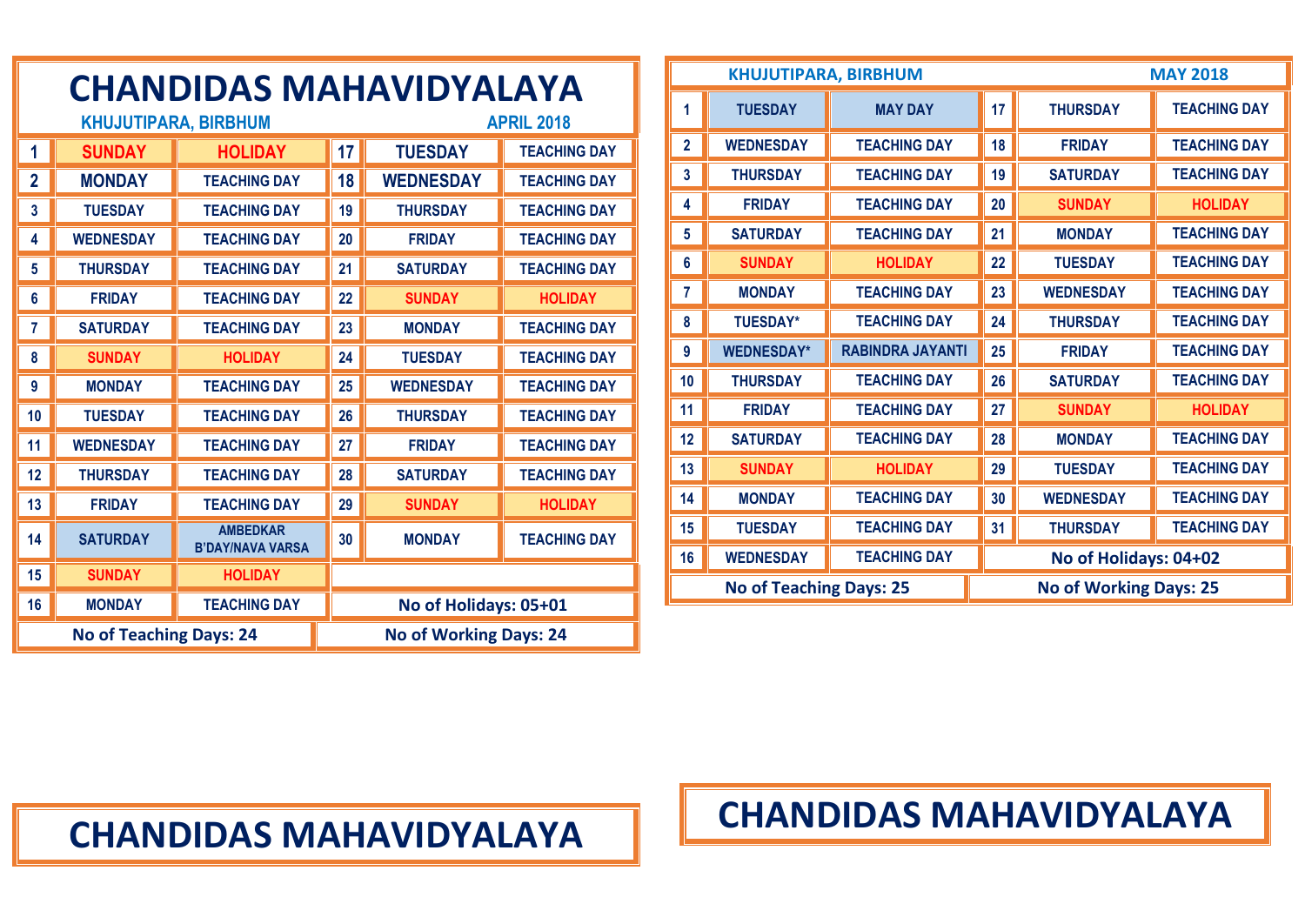# CHANDIDAS MAHAVIDYALAYA

**KHUJUTIPARA, BIRBHUM** — **APRIL 2018**

| | | | | | |
|---|---|---|---|---|---|
| 1 | SUNDAY | HOLIDAY | 17 | TUESDAY | TEACHING DAY |
| 2 | MONDAY | TEACHING DAY | 18 | WEDNESDAY | TEACHING DAY |
| 3 | TUESDAY | TEACHING DAY | 19 | THURSDAY | TEACHING DAY |
| 4 | WEDNESDAY | TEACHING DAY | 20 | FRIDAY | TEACHING DAY |
| 5 | THURSDAY | TEACHING DAY | 21 | SATURDAY | TEACHING DAY |
| 6 | FRIDAY | TEACHING DAY | 22 | SUNDAY | HOLIDAY |
| 7 | SATURDAY | TEACHING DAY | 23 | MONDAY | TEACHING DAY |
| 8 | SUNDAY | HOLIDAY | 24 | TUESDAY | TEACHING DAY |
| 9 | MONDAY | TEACHING DAY | 25 | WEDNESDAY | TEACHING DAY |
| 10 | TUESDAY | TEACHING DAY | 26 | THURSDAY | TEACHING DAY |
| 11 | WEDNESDAY | TEACHING DAY | 27 | FRIDAY | TEACHING DAY |
| 12 | THURSDAY | TEACHING DAY | 28 | SATURDAY | TEACHING DAY |
| 13 | FRIDAY | TEACHING DAY | 29 | SUNDAY | HOLIDAY |
| 14 | SATURDAY | AMBEDKAR B'DAY/NAVA VARSA | 30 | MONDAY | TEACHING DAY |
| 15 | SUNDAY | HOLIDAY | | | |
| 16 | MONDAY | TEACHING DAY | No of Holidays: 05+01 | | |
| No of Teaching Days: 24 | | | No of Working Days: 24 | | |

**KHUJUTIPARA, BIRBHUM** — **MAY 2018**

| | | | | | |
|---|---|---|---|---|---|
| 1 | TUESDAY | MAY DAY | 17 | THURSDAY | TEACHING DAY |
| 2 | WEDNESDAY | TEACHING DAY | 18 | FRIDAY | TEACHING DAY |
| 3 | THURSDAY | TEACHING DAY | 19 | SATURDAY | TEACHING DAY |
| 4 | FRIDAY | TEACHING DAY | 20 | SUNDAY | HOLIDAY |
| 5 | SATURDAY | TEACHING DAY | 21 | MONDAY | TEACHING DAY |
| 6 | SUNDAY | HOLIDAY | 22 | TUESDAY | TEACHING DAY |
| 7 | MONDAY | TEACHING DAY | 23 | WEDNESDAY | TEACHING DAY |
| 8 | TUESDAY* | TEACHING DAY | 24 | THURSDAY | TEACHING DAY |
| 9 | WEDNESDAY* | RABINDRA JAYANTI | 25 | FRIDAY | TEACHING DAY |
| 10 | THURSDAY | TEACHING DAY | 26 | SATURDAY | TEACHING DAY |
| 11 | FRIDAY | TEACHING DAY | 27 | SUNDAY | HOLIDAY |
| 12 | SATURDAY | TEACHING DAY | 28 | MONDAY | TEACHING DAY |
| 13 | SUNDAY | HOLIDAY | 29 | TUESDAY | TEACHING DAY |
| 14 | MONDAY | TEACHING DAY | 30 | WEDNESDAY | TEACHING DAY |
| 15 | TUESDAY | TEACHING DAY | 31 | THURSDAY | TEACHING DAY |
| 16 | WEDNESDAY | TEACHING DAY | No of Holidays: 04+02 | | |
| No of Teaching Days: 25 | | | No of Working Days: 25 | | |

# CHANDIDAS MAHAVIDYALAYA

# CHANDIDAS MAHAVIDYALAYA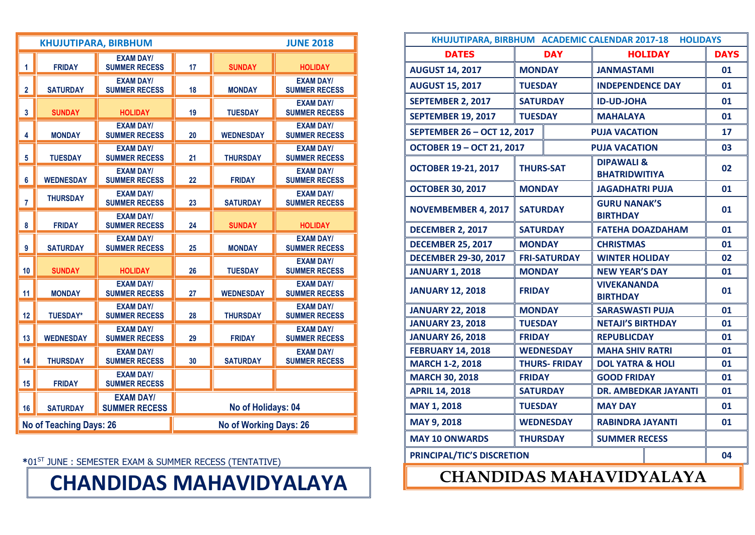| KHUJUTIPARA, BIRBHUM | | | | | JUNE 2018 |
|---|---|---|---|---|---|
| 1 | FRIDAY | EXAM DAY/ SUMMER RECESS | 17 | SUNDAY | HOLIDAY |
| 2 | SATURDAY | EXAM DAY/ SUMMER RECESS | 18 | MONDAY | EXAM DAY/ SUMMER RECESS |
| 3 | SUNDAY | HOLIDAY | 19 | TUESDAY | EXAM DAY/ SUMMER RECESS |
| 4 | MONDAY | EXAM DAY/ SUMMER RECESS | 20 | WEDNESDAY | EXAM DAY/ SUMMER RECESS |
| 5 | TUESDAY | EXAM DAY/ SUMMER RECESS | 21 | THURSDAY | EXAM DAY/ SUMMER RECESS |
| 6 | WEDNESDAY | EXAM DAY/ SUMMER RECESS | 22 | FRIDAY | EXAM DAY/ SUMMER RECESS |
| 7 | THURSDAY | EXAM DAY/ SUMMER RECESS | 23 | SATURDAY | EXAM DAY/ SUMMER RECESS |
| 8 | FRIDAY | EXAM DAY/ SUMMER RECESS | 24 | SUNDAY | HOLIDAY |
| 9 | SATURDAY | EXAM DAY/ SUMMER RECESS | 25 | MONDAY | EXAM DAY/ SUMMER RECESS |
| 10 | SUNDAY | HOLIDAY | 26 | TUESDAY | EXAM DAY/ SUMMER RECESS |
| 11 | MONDAY | EXAM DAY/ SUMMER RECESS | 27 | WEDNESDAY | EXAM DAY/ SUMMER RECESS |
| 12 | TUESDAY* | EXAM DAY/ SUMMER RECESS | 28 | THURSDAY | EXAM DAY/ SUMMER RECESS |
| 13 | WEDNESDAY | EXAM DAY/ SUMMER RECESS | 29 | FRIDAY | EXAM DAY/ SUMMER RECESS |
| 14 | THURSDAY | EXAM DAY/ SUMMER RECESS | 30 | SATURDAY | EXAM DAY/ SUMMER RECESS |
| 15 | FRIDAY | EXAM DAY/ SUMMER RECESS | | | |
| 16 | SATURDAY | EXAM DAY/ SUMMER RECESS | No of Holidays: 04 | | |
| No of Teaching Days: 26 | | | No of Working Days: 26 | | |

*01ST JUNE : SEMESTER EXAM & SUMMER RECESS (TENTATIVE)

# CHANDIDAS MAHAVIDYALAYA

| KHUJUTIPARA, BIRBHUM ACADEMIC CALENDAR 2017-18 HOLIDAYS | | | |
|---|---|---|---|
| **DATES** | **DAY** | **HOLIDAY** | **DAYS** |
| AUGUST 14, 2017 | MONDAY | JANMASTAMI | 01 |
| AUGUST 15, 2017 | TUESDAY | INDEPENDENCE DAY | 01 |
| SEPTEMBER 2, 2017 | SATURDAY | ID-UD-JOHA | 01 |
| SEPTEMBER 19, 2017 | TUESDAY | MAHALAYA | 01 |
| SEPTEMBER 26 – OCT 12, 2017 | | PUJA VACATION | 17 |
| OCTOBER 19 – OCT 21, 2017 | | PUJA VACATION | 03 |
| OCTOBER 19-21, 2017 | THURS-SAT | DIPAWALI & BHATRIDWITIYA | 02 |
| OCTOBER 30, 2017 | MONDAY | JAGADHATRI PUJA | 01 |
| NOVEMBEMBER 4, 2017 | SATURDAY | GURU NANAK'S BIRTHDAY | 01 |
| DECEMBER 2, 2017 | SATURDAY | FATEHA DOAZDAHAM | 01 |
| DECEMBER 25, 2017 | MONDAY | CHRISTMAS | 01 |
| DECEMBER 29-30, 2017 | FRI-SATURDAY | WINTER HOLIDAY | 02 |
| JANUARY 1, 2018 | MONDAY | NEW YEAR'S DAY | 01 |
| JANUARY 12, 2018 | FRIDAY | VIVEKANANDA BIRTHDAY | 01 |
| JANUARY 22, 2018 | MONDAY | SARASWASTI PUJA | 01 |
| JANUARY 23, 2018 | TUESDAY | NETAJI'S BIRTHDAY | 01 |
| JANUARY 26, 2018 | FRIDAY | REPUBLICDAY | 01 |
| FEBRUARY 14, 2018 | WEDNESDAY | MAHA SHIV RATRI | 01 |
| MARCH 1-2, 2018 | THURS- FRIDAY | DOL YATRA & HOLI | 01 |
| MARCH 30, 2018 | FRIDAY | GOOD FRIDAY | 01 |
| APRIL 14, 2018 | SATURDAY | DR. AMBEDKAR JAYANTI | 01 |
| MAY 1, 2018 | TUESDAY | MAY DAY | 01 |
| MAY 9, 2018 | WEDNESDAY | RABINDRA JAYANTI | 01 |
| MAY 10 ONWARDS | THURSDAY | SUMMER RECESS | |
| PRINCIPAL/TIC'S DISCRETION | | | 04 |

# CHANDIDAS MAHAVIDYALAYA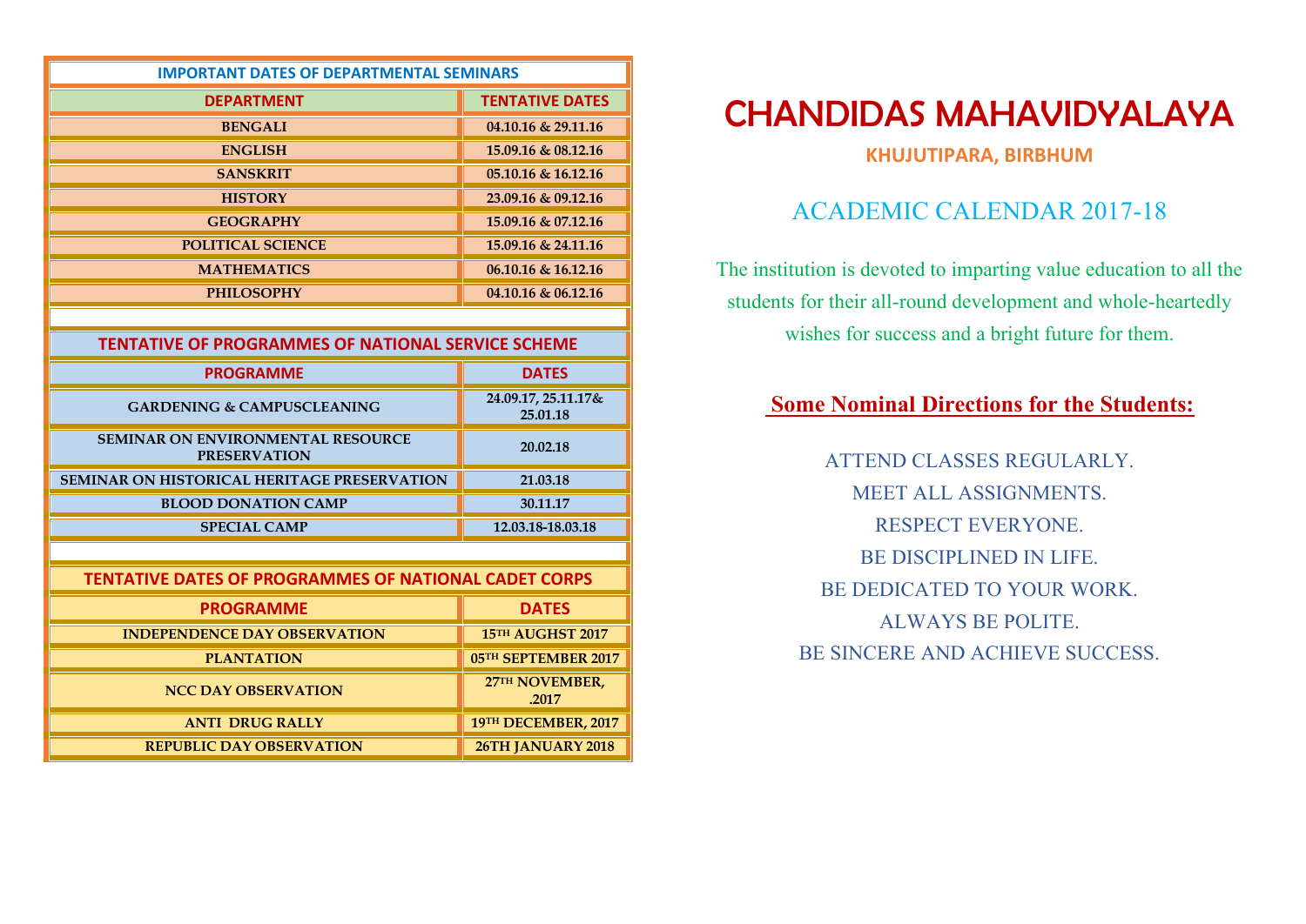| IMPORTANT DATES OF DEPARTMENTAL SEMINARS | |
|---|---|
| **DEPARTMENT** | **TENTATIVE DATES** |
| BENGALI | 04.10.16 & 29.11.16 |
| ENGLISH | 15.09.16 & 08.12.16 |
| SANSKRIT | 05.10.16 & 16.12.16 |
| HISTORY | 23.09.16 & 09.12.16 |
| GEOGRAPHY | 15.09.16 & 07.12.16 |
| POLITICAL SCIENCE | 15.09.16 & 24.11.16 |
| MATHEMATICS | 06.10.16 & 16.12.16 |
| PHILOSOPHY | 04.10.16 & 06.12.16 |

| TENTATIVE OF PROGRAMMES OF NATIONAL SERVICE SCHEME | |
|---|---|
| **PROGRAMME** | **DATES** |
| GARDENING & CAMPUSCLEANING | 24.09.17, 25.11.17& 25.01.18 |
| SEMINAR ON ENVIRONMENTAL RESOURCE PRESERVATION | 20.02.18 |
| SEMINAR ON HISTORICAL HERITAGE PRESERVATION | 21.03.18 |
| BLOOD DONATION CAMP | 30.11.17 |
| SPECIAL CAMP | 12.03.18-18.03.18 |

| TENTATIVE DATES OF PROGRAMMES OF NATIONAL CADET CORPS | |
|---|---|
| **PROGRAMME** | **DATES** |
| INDEPENDENCE DAY OBSERVATION | 15TH AUGHST 2017 |
| PLANTATION | 05TH SEPTEMBER 2017 |
| NCC DAY OBSERVATION | 27TH NOVEMBER, .2017 |
| ANTI DRUG RALLY | 19TH DECEMBER, 2017 |
| REPUBLIC DAY OBSERVATION | 26TH JANUARY 2018 |

# CHANDIDAS MAHAVIDYALAYA

**KHUJUTIPARA, BIRBHUM**

## ACADEMIC CALENDAR 2017-18

The institution is devoted to imparting value education to all the students for their all-round development and whole-heartedly wishes for success and a bright future for them.

### Some Nominal Directions for the Students:

ATTEND CLASSES REGULARLY.
MEET ALL ASSIGNMENTS.
RESPECT EVERYONE.
BE DISCIPLINED IN LIFE.
BE DEDICATED TO YOUR WORK.
ALWAYS BE POLITE.
BE SINCERE AND ACHIEVE SUCCESS.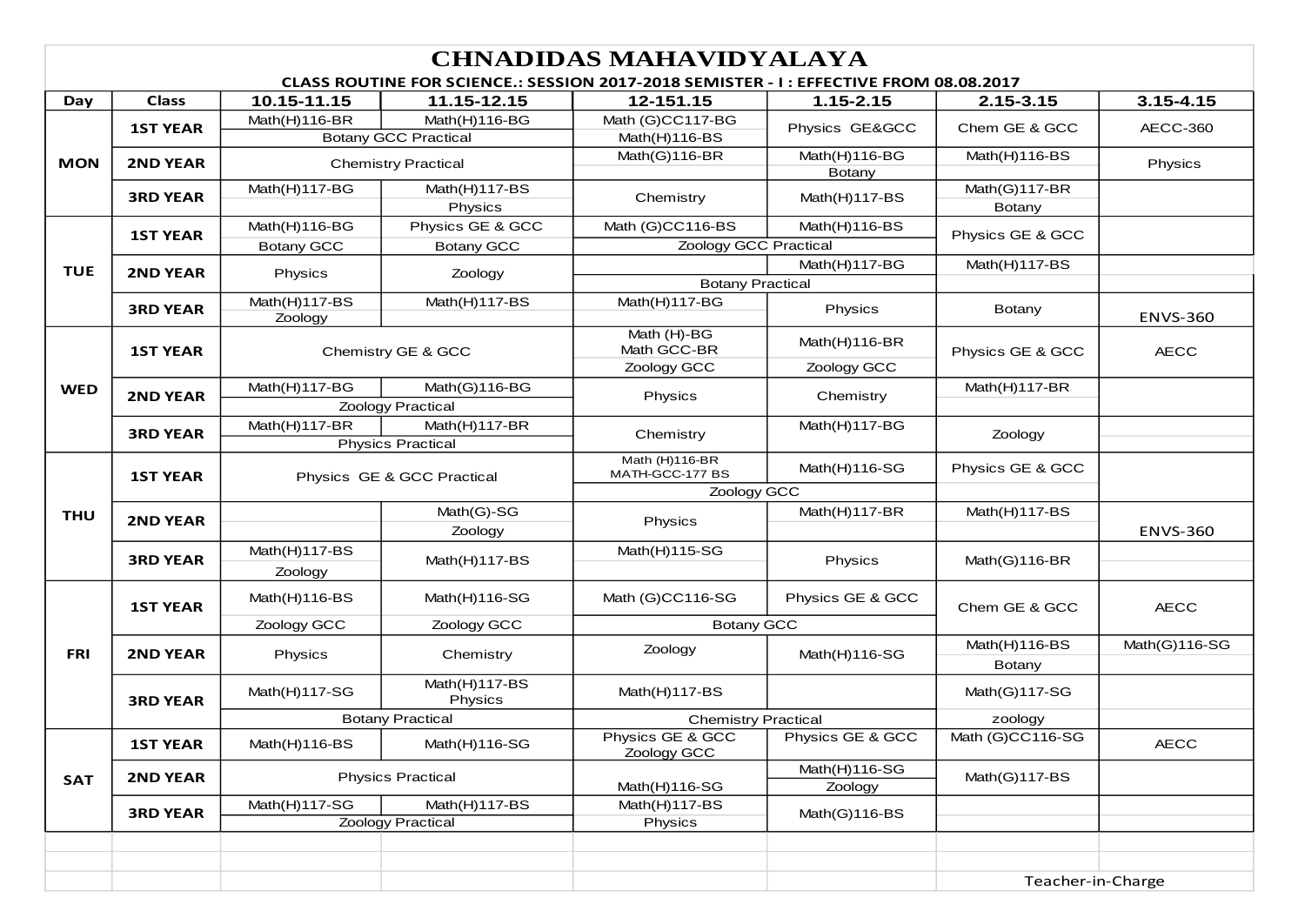# CHNADIDAS MAHAVIDYALAYA

**CLASS ROUTINE FOR SCIENCE.: SESSION 2017-2018 SEMISTER - I : EFFECTIVE FROM 08.08.2017**

| Day | Class | 10.15-11.15 | 11.15-12.15 | 12-151.15 | 1.15-2.15 | 2.15-3.15 | 3.15-4.15 |
|---|---|---|---|---|---|---|---|
| MON | 1ST YEAR | Math(H)116-BR | Math(H)116-BG | Math (G)CC117-BG | Physics GE&GCC | Chem GE & GCC | AECC-360 |
| | | Botany GCC Practical | | Math(H)116-BS | | | |
| | 2ND YEAR | Chemistry Practical | | Math(G)116-BR | Math(H)116-BG | Math(H)116-BS | Physics |
| | | | | | Botany | | |
| | 3RD YEAR | Math(H)117-BG | Math(H)117-BS | Chemistry | Math(H)117-BS | Math(G)117-BR | |
| | | | Physics | | | Botany | |
| TUE | 1ST YEAR | Math(H)116-BG | Physics GE & GCC | Math (G)CC116-BS | Math(H)116-BS | Physics GE & GCC | |
| | | Botany GCC | Botany GCC | Zoology GCC Practical | | | |
| | 2ND YEAR | Physics | Zoology | | Math(H)117-BG | Math(H)117-BS | |
| | | | | Botany Practical | | | |
| | 3RD YEAR | Math(H)117-BS | Math(H)117-BS | Math(H)117-BG | Physics | Botany | |
| | | Zoology | | | | | ENVS-360 |
| WED | 1ST YEAR | Chemistry GE & GCC | | Math (H)-BG<br>Math GCC-BR | Math(H)116-BR | Physics GE & GCC | AECC |
| | | | | Zoology GCC | Zoology GCC | | |
| | 2ND YEAR | Math(H)117-BG | Math(G)116-BG | Physics | Chemistry | Math(H)117-BR | |
| | | Zoology Practical | | | | | |
| | 3RD YEAR | Math(H)117-BR | Math(H)117-BR | Chemistry | Math(H)117-BG | Zoology | |
| | | Physics Practical | | | | | |
| THU | 1ST YEAR | Physics GE & GCC Practical | | Math (H)116-BR<br>MATH-GCC-177 BS | Math(H)116-SG | Physics GE & GCC | |
| | | | | Zoology GCC | | | |
| | 2ND YEAR | | Math(G)-SG | Physics | Math(H)117-BR | Math(H)117-BS | |
| | | | Zoology | | | | ENVS-360 |
| | 3RD YEAR | Math(H)117-BS | Math(H)117-BS | Math(H)115-SG | Physics | Math(G)116-BR | |
| | | Zoology | | | | | |
| FRI | 1ST YEAR | Math(H)116-BS | Math(H)116-SG | Math (G)CC116-SG | Physics GE & GCC | Chem GE & GCC | AECC |
| | | Zoology GCC | Zoology GCC | Botany GCC | | | |
| | 2ND YEAR | Physics | Chemistry | Zoology | Math(H)116-SG | Math(H)116-BS | Math(G)116-SG |
| | | | | | | Botany | |
| | 3RD YEAR | Math(H)117-SG | Math(H)117-BS<br>Physics | Math(H)117-BS | | Math(G)117-SG | |
| | | Botany Practical | | Chemistry Practical | | zoology | |
| SAT | 1ST YEAR | Math(H)116-BS | Math(H)116-SG | Physics GE & GCC<br>Zoology GCC | Physics GE & GCC | Math (G)CC116-SG | AECC |
| | 2ND YEAR | Physics Practical | | | Math(H)116-SG | Math(G)117-BS | |
| | | | | Math(H)116-SG | Zoology | | |
| | 3RD YEAR | Math(H)117-SG | Math(H)117-BS | Math(H)117-BS | Math(G)116-BS | | |
| | | Zoology Practical | | Physics | | | |

Teacher-in-Charge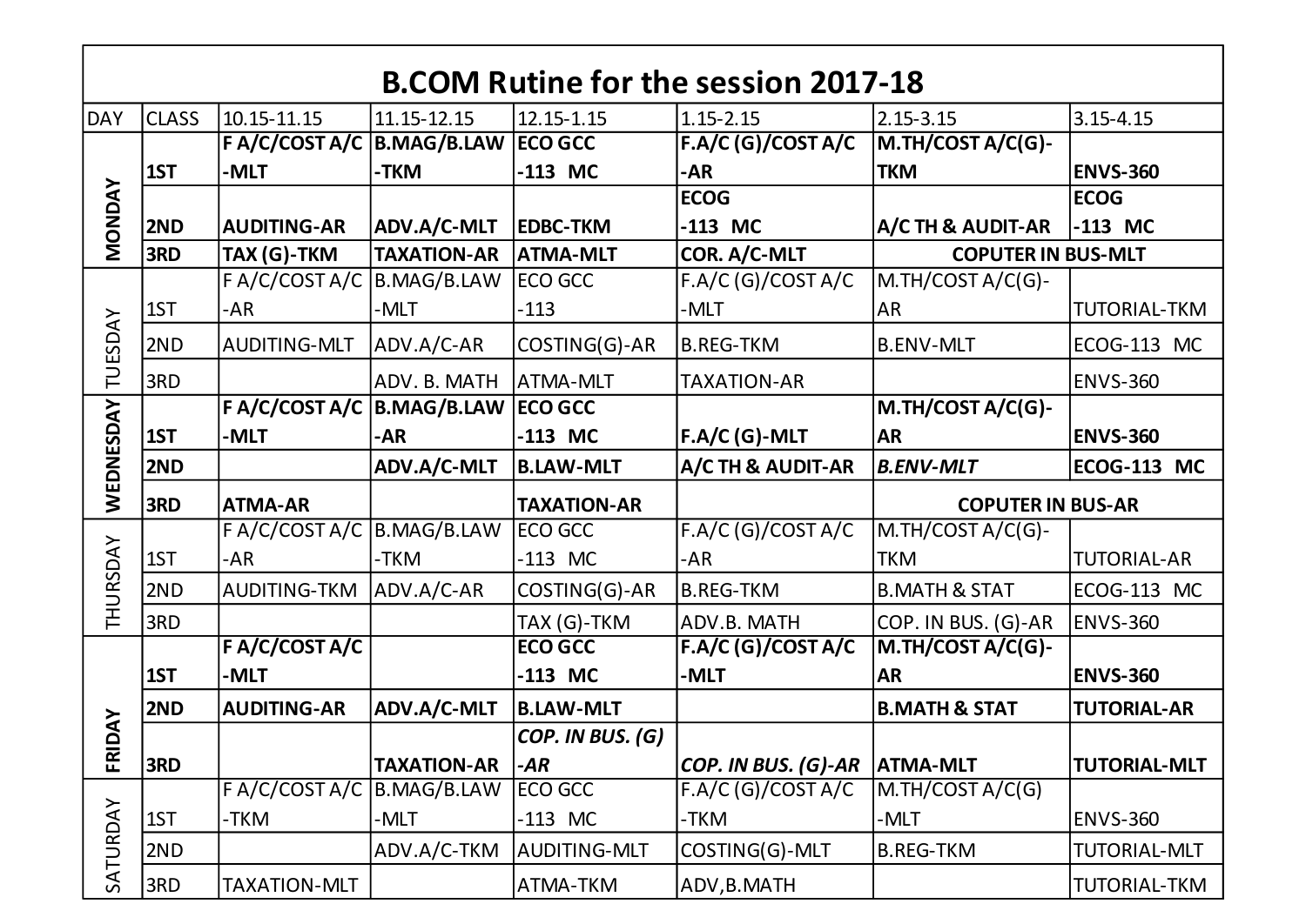# B.COM Rutine for the session 2017-18

| DAY | CLASS | 10.15-11.15 | 11.15-12.15 | 12.15-1.15 | 1.15-2.15 | 2.15-3.15 | 3.15-4.15 |
|---|---|---|---|---|---|---|---|
| **MONDAY** | **1ST** | **F A/C/COST A/C -MLT** | **B.MAG/B.LAW -TKM** | **ECO GCC -113 MC** | **F.A/C (G)/COST A/C -AR** | **M.TH/COST A/C(G)-TKM** | **ENVS-360** |
| | **2ND** | **AUDITING-AR** | **ADV.A/C-MLT** | **EDBC-TKM** | **ECOG -113 MC** | **A/C TH & AUDIT-AR** | **ECOG -113 MC** |
| | **3RD** | **TAX (G)-TKM** | **TAXATION-AR** | **ATMA-MLT** | **COR. A/C-MLT** | **COPUTER IN BUS-MLT** | |
| TUESDAY | 1ST | F A/C/COST A/C -AR | B.MAG/B.LAW -MLT | ECO GCC -113 | F.A/C (G)/COST A/C -MLT | M.TH/COST A/C(G)-AR | TUTORIAL-TKM |
| | 2ND | AUDITING-MLT | ADV.A/C-AR | COSTING(G)-AR | B.REG-TKM | B.ENV-MLT | ECOG-113 MC |
| | 3RD | | ADV. B. MATH | ATMA-MLT | TAXATION-AR | | ENVS-360 |
| **WEDNESDAY** | **1ST** | **F A/C/COST A/C -MLT** | **B.MAG/B.LAW -AR** | **ECO GCC -113 MC** | **F.A/C (G)-MLT** | **M.TH/COST A/C(G)-AR** | **ENVS-360** |
| | **2ND** | | **ADV.A/C-MLT** | **B.LAW-MLT** | **A/C TH & AUDIT-AR** | ***B.ENV-MLT*** | **ECOG-113 MC** |
| | **3RD** | **ATMA-AR** | | **TAXATION-AR** | | **COPUTER IN BUS-AR** | |
| THURSDAY | 1ST | F A/C/COST A/C -AR | B.MAG/B.LAW -TKM | ECO GCC -113 MC | F.A/C (G)/COST A/C -AR | M.TH/COST A/C(G)-TKM | TUTORIAL-AR |
| | 2ND | AUDITING-TKM | ADV.A/C-AR | COSTING(G)-AR | B.REG-TKM | B.MATH & STAT | ECOG-113 MC |
| | 3RD | | | TAX (G)-TKM | ADV.B. MATH | COP. IN BUS. (G)-AR | ENVS-360 |
| **FRIDAY** | **1ST** | **F A/C/COST A/C -MLT** | | **ECO GCC -113 MC** | **F.A/C (G)/COST A/C -MLT** | **M.TH/COST A/C(G)-AR** | **ENVS-360** |
| | **2ND** | **AUDITING-AR** | **ADV.A/C-MLT** | **B.LAW-MLT** | | **B.MATH & STAT** | **TUTORIAL-AR** |
| | **3RD** | | **TAXATION-AR** | ***COP. IN BUS. (G) -AR*** | ***COP. IN BUS. (G)-AR*** | **ATMA-MLT** | **TUTORIAL-MLT** |
| SATURDAY | 1ST | F A/C/COST A/C -TKM | B.MAG/B.LAW -MLT | ECO GCC -113 MC | F.A/C (G)/COST A/C -TKM | M.TH/COST A/C(G) -MLT | ENVS-360 |
| | 2ND | | ADV.A/C-TKM | AUDITING-MLT | COSTING(G)-MLT | B.REG-TKM | TUTORIAL-MLT |
| | 3RD | TAXATION-MLT | | ATMA-TKM | ADV,B.MATH | | TUTORIAL-TKM |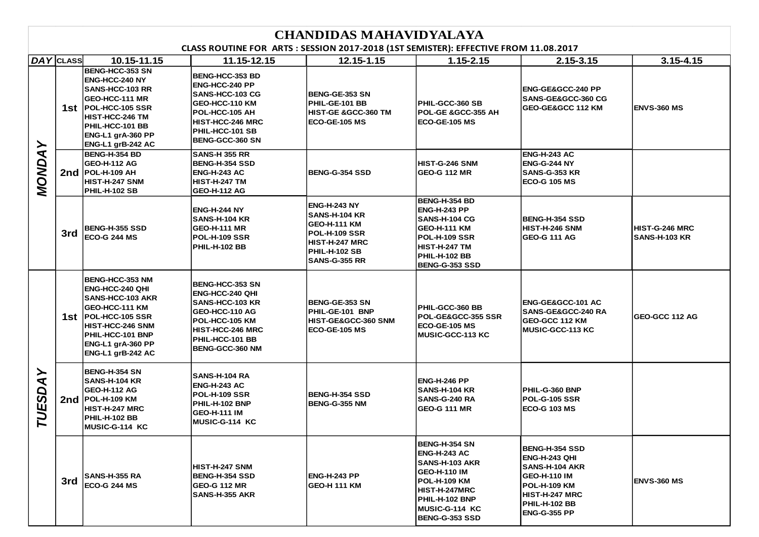# CHANDIDAS MAHAVIDYALAYA

## CLASS ROUTINE FOR ARTS : SESSION 2017-2018 (1ST SEMISTER): EFFECTIVE FROM 11.08.2017

| DAY | CLASS | 10.15-11.15 | 11.15-12.15 | 12.15-1.15 | 1.15-2.15 | 2.15-3.15 | 3.15-4.15 |
|---|---|---|---|---|---|---|---|
| MONDAY | 1st | BENG-HCC-353 SN<br>ENG-HCC-240 NY<br>SANS-HCC-103 RR<br>GEO-HCC-111 MR<br>POL-HCC-105 SSR<br>HIST-HCC-246 TM<br>PHIL-HCC-101 BB<br>ENG-L1 grA-360 PP<br>ENG-L1 grB-242 AC | BENG-HCC-353 BD<br>ENG-HCC-240 PP<br>SANS-HCC-103 CG<br>GEO-HCC-110 KM<br>POL-HCC-105 AH<br>HIST-HCC-246 MRC<br>PHIL-HCC-101 SB<br>BENG-GCC-360 SN | BENG-GE-353 SN<br>PHIL-GE-101 BB<br>HIST-GE &GCC-360 TM<br>ECO-GE-105 MS | PHIL-GCC-360 SB<br>POL-GE &GCC-355 AH<br>ECO-GE-105 MS | ENG-GE&GCC-240 PP<br>SANS-GE&GCC-360 CG<br>GEO-GE&GCC 112 KM | ENVS-360 MS |
| | 2nd | BENG-H-354 BD<br>GEO-H-112 AG<br>POL-H-109 AH<br>HIST-H-247 SNM<br>PHIL-H-102 SB | SANS-H 355 RR<br>BENG-H-354 SSD<br>ENG-H-243 AC<br>HIST-H-247 TM<br>GEO-H-112 AG | BENG-G-354 SSD | HIST-G-246 SNM<br>GEO-G 112 MR | ENG-H-243 AC<br>ENG-G-244 NY<br>SANS-G-353 KR<br>ECO-G 105 MS | |
| | 3rd | BENG-H-355 SSD<br>ECO-G 244 MS | ENG-H-244 NY<br>SANS-H-104 KR<br>GEO-H-111 MR<br>POL-H-109 SSR<br>PHIL-H-102 BB | ENG-H-243 NY<br>SANS-H-104 KR<br>GEO-H-111 KM<br>POL-H-109 SSR<br>HIST-H-247 MRC<br>PHIL-H-102 SB<br>SANS-G-355 RR | BENG-H-354 BD<br>ENG-H-243 PP<br>SANS-H-104 CG<br>GEO-H-111 KM<br>POL-H-109 SSR<br>HIST-H-247 TM<br>PHIL-H-102 BB<br>BENG-G-353 SSD | BENG-H-354 SSD<br>HIST-H-246 SNM<br>GEO-G 111 AG | HIST-G-246 MRC<br>SANS-H-103 KR |
| TUESDAY | 1st | BENG-HCC-353 NM<br>ENG-HCC-240 QHI<br>SANS-HCC-103 AKR<br>GEO-HCC-111 KM<br>POL-HCC-105 SSR<br>HIST-HCC-246 SNM<br>PHIL-HCC-101 BNP<br>ENG-L1 grA-360 PP<br>ENG-L1 grB-242 AC | BENG-HCC-353 SN<br>ENG-HCC-240 QHI<br>SANS-HCC-103 KR<br>GEO-HCC-110 AG<br>POL-HCC-105 KM<br>HIST-HCC-246 MRC<br>PHIL-HCC-101 BB<br>BENG-GCC-360 NM | BENG-GE-353 SN<br>PHIL-GE-101 BNP<br>HIST-GE&GCC-360 SNM<br>ECO-GE-105 MS | PHIL-GCC-360 BB<br>POL-GE&GCC-355 SSR<br>ECO-GE-105 MS<br>MUSIC-GCC-113 KC | ENG-GE&GCC-101 AC<br>SANS-GE&GCC-240 RA<br>GEO-GCC 112 KM<br>MUSIC-GCC-113 KC | GEO-GCC 112 AG |
| | 2nd | BENG-H-354 SN<br>SANS-H-104 KR<br>GEO-H-112 AG<br>POL-H-109 KM<br>HIST-H-247 MRC<br>PHIL-H-102 BB<br>MUSIC-G-114 KC | SANS-H-104 RA<br>ENG-H-243 AC<br>POL-H-109 SSR<br>PHIL-H-102 BNP<br>GEO-H-111 IM<br>MUSIC-G-114 KC | BENG-H-354 SSD<br>BENG-G-355 NM | ENG-H-246 PP<br>SANS-H-104 KR<br>SANS-G-240 RA<br>GEO-G 111 MR | PHIL-G-360 BNP<br>POL-G-105 SSR<br>ECO-G 103 MS | |
| | 3rd | SANS-H-355 RA<br>ECO-G 244 MS | HIST-H-247 SNM<br>BENG-H-354 SSD<br>GEO-G 112 MR<br>SANS-H-355 AKR | ENG-H-243 PP<br>GEO-H 111 KM | BENG-H-354 SN<br>ENG-H-243 AC<br>SANS-H-103 AKR<br>GEO-H-110 IM<br>POL-H-109 KM<br>HIST-H-247MRC<br>PHIL-H-102 BNP<br>MUSIC-G-114 KC<br>BENG-G-353 SSD | BENG-H-354 SSD<br>ENG-H-243 QHI<br>SANS-H-104 AKR<br>GEO-H-110 IM<br>POL-H-109 KM<br>HIST-H-247 MRC<br>PHIL-H-102 BB<br>ENG-G-355 PP | ENVS-360 MS |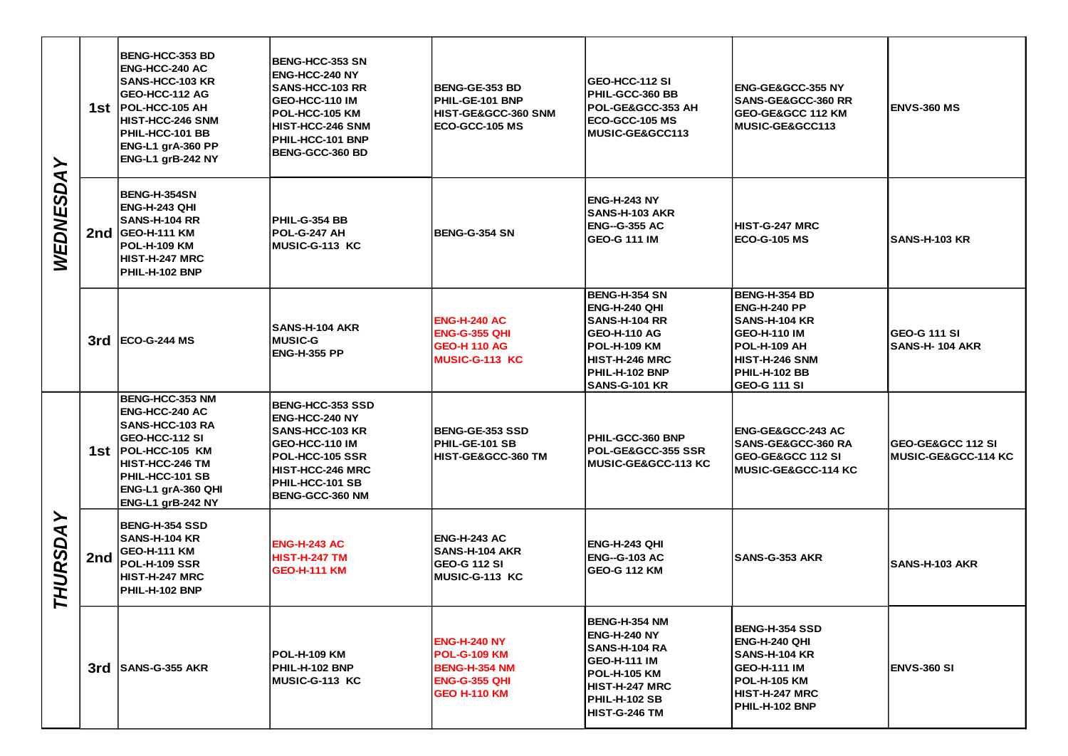| | | | | | | | |
|---|---|---|---|---|---|---|---|
| ***WEDNESDAY*** | **1st** | **BENG-HCC-353 BD**<br>**ENG-HCC-240 AC**<br>**SANS-HCC-103 KR**<br>**GEO-HCC-112 AG**<br>**POL-HCC-105 AH**<br>**HIST-HCC-246 SNM**<br>**PHIL-HCC-101 BB**<br>**ENG-L1 grA-360 PP**<br>**ENG-L1 grB-242 NY** | **BENG-HCC-353 SN**<br>**ENG-HCC-240 NY**<br>**SANS-HCC-103 RR**<br>**GEO-HCC-110 IM**<br>**POL-HCC-105 KM**<br>**HIST-HCC-246 SNM**<br>**PHIL-HCC-101 BNP**<br>**BENG-GCC-360 BD** | **BENG-GE-353 BD**<br>**PHIL-GE-101 BNP**<br>**HIST-GE&GCC-360 SNM**<br>**ECO-GCC-105 MS** | **GEO-HCC-112 SI**<br>**PHIL-GCC-360 BB**<br>**POL-GE&GCC-353 AH**<br>**ECO-GCC-105 MS**<br>**MUSIC-GE&GCC113** | **ENG-GE&GCC-355 NY**<br>**SANS-GE&GCC-360 RR**<br>**GEO-GE&GCC 112 KM**<br>**MUSIC-GE&GCC113** | **ENVS-360 MS** |
| | **2nd** | **BENG-H-354SN**<br>**ENG-H-243 QHI**<br>**SANS-H-104 RR**<br>**GEO-H-111 KM**<br>**POL-H-109 KM**<br>**HIST-H-247 MRC**<br>**PHIL-H-102 BNP** | **PHIL-G-354 BB**<br>**POL-G-247 AH**<br>**MUSIC-G-113 KC** | **BENG-G-354 SN** | **ENG-H-243 NY**<br>**SANS-H-103 AKR**<br>**ENG--G-355 AC**<br>**GEO-G 111 IM** | **HIST-G-247 MRC**<br>**ECO-G-105 MS** | **SANS-H-103 KR** |
| | **3rd** | **ECO-G-244 MS** | **SANS-H-104 AKR**<br>**MUSIC-G**<br>**ENG-H-355 PP** | **ENG-H-240 AC**<br>**ENG-G-355 QHI**<br>**GEO-H 110 AG**<br>**MUSIC-G-113 KC** | **BENG-H-354 SN**<br>**ENG-H-240 QHI**<br>**SANS-H-104 RR**<br>**GEO-H-110 AG**<br>**POL-H-109 KM**<br>**HIST-H-246 MRC**<br>**PHIL-H-102 BNP**<br>**SANS-G-101 KR** | **BENG-H-354 BD**<br>**ENG-H-240 PP**<br>**SANS-H-104 KR**<br>**GEO-H-110 IM**<br>**POL-H-109 AH**<br>**HIST-H-246 SNM**<br>**PHIL-H-102 BB**<br>**GEO-G 111 SI** | **GEO-G 111 SI**<br>**SANS-H- 104 AKR** |
| ***THURSDAY*** | **1st** | **BENG-HCC-353 NM**<br>**ENG-HCC-240 AC**<br>**SANS-HCC-103 RA**<br>**GEO-HCC-112 SI**<br>**POL-HCC-105 KM**<br>**HIST-HCC-246 TM**<br>**PHIL-HCC-101 SB**<br>**ENG-L1 grA-360 QHI**<br>**ENG-L1 grB-242 NY** | **BENG-HCC-353 SSD**<br>**ENG-HCC-240 NY**<br>**SANS-HCC-103 KR**<br>**GEO-HCC-110 IM**<br>**POL-HCC-105 SSR**<br>**HIST-HCC-246 MRC**<br>**PHIL-HCC-101 SB**<br>**BENG-GCC-360 NM** | **BENG-GE-353 SSD**<br>**PHIL-GE-101 SB**<br>**HIST-GE&GCC-360 TM** | **PHIL-GCC-360 BNP**<br>**POL-GE&GCC-355 SSR**<br>**MUSIC-GE&GCC-113 KC** | **ENG-GE&GCC-243 AC**<br>**SANS-GE&GCC-360 RA**<br>**GEO-GE&GCC 112 SI**<br>**MUSIC-GE&GCC-114 KC** | **GEO-GE&GCC 112 SI**<br>**MUSIC-GE&GCC-114 KC** |
| | **2nd** | **BENG-H-354 SSD**<br>**SANS-H-104 KR**<br>**GEO-H-111 KM**<br>**POL-H-109 SSR**<br>**HIST-H-247 MRC**<br>**PHIL-H-102 BNP** | **ENG-H-243 AC**<br>**HIST-H-247 TM**<br>**GEO-H-111 KM** | **ENG-H-243 AC**<br>**SANS-H-104 AKR**<br>**GEO-G 112 SI**<br>**MUSIC-G-113 KC** | **ENG-H-243 QHI**<br>**ENG--G-103 AC**<br>**GEO-G 112 KM** | **SANS-G-353 AKR** | **SANS-H-103 AKR** |
| | **3rd** | **SANS-G-355 AKR** | **POL-H-109 KM**<br>**PHIL-H-102 BNP**<br>**MUSIC-G-113 KC** | **ENG-H-240 NY**<br>**POL-G-109 KM**<br>**BENG-H-354 NM**<br>**ENG-G-355 QHI**<br>**GEO H-110 KM** | **BENG-H-354 NM**<br>**ENG-H-240 NY**<br>**SANS-H-104 RA**<br>**GEO-H-111 IM**<br>**POL-H-105 KM**<br>**HIST-H-247 MRC**<br>**PHIL-H-102 SB**<br>**HIST-G-246 TM** | **BENG-H-354 SSD**<br>**ENG-H-240 QHI**<br>**SANS-H-104 KR**<br>**GEO-H-111 IM**<br>**POL-H-105 KM**<br>**HIST-H-247 MRC**<br>**PHIL-H-102 BNP** | **ENVS-360 SI** |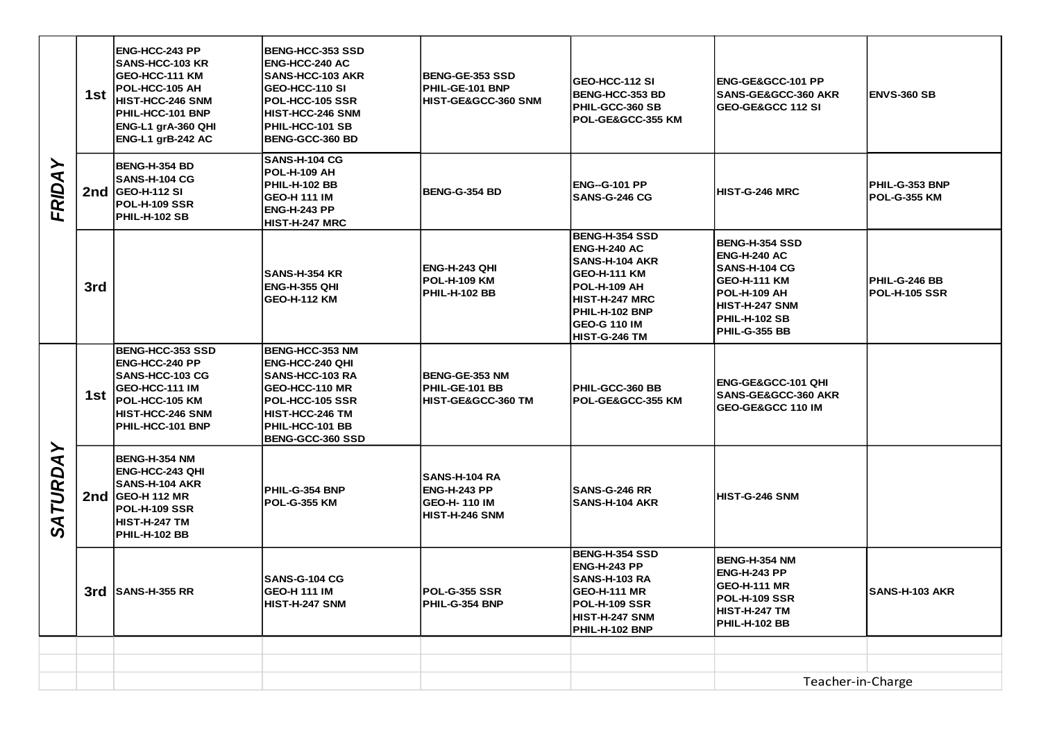| | | | | | | | |
|---|---|---|---|---|---|---|---|
| FRIDAY | 1st | ENG-HCC-243 PP<br>SANS-HCC-103 KR<br>GEO-HCC-111 KM<br>POL-HCC-105 AH<br>HIST-HCC-246 SNM<br>PHIL-HCC-101 BNP<br>ENG-L1 grA-360 QHI<br>ENG-L1 grB-242 AC | BENG-HCC-353 SSD<br>ENG-HCC-240 AC<br>SANS-HCC-103 AKR<br>GEO-HCC-110 SI<br>POL-HCC-105 SSR<br>HIST-HCC-246 SNM<br>PHIL-HCC-101 SB<br>BENG-GCC-360 BD | BENG-GE-353 SSD<br>PHIL-GE-101 BNP<br>HIST-GE&GCC-360 SNM | GEO-HCC-112 SI<br>BENG-HCC-353 BD<br>PHIL-GCC-360 SB<br>POL-GE&GCC-355 KM | ENG-GE&GCC-101 PP<br>SANS-GE&GCC-360 AKR<br>GEO-GE&GCC 112 SI | ENVS-360 SB |
| | 2nd | BENG-H-354 BD<br>SANS-H-104 CG<br>GEO-H-112 SI<br>POL-H-109 SSR<br>PHIL-H-102 SB | SANS-H-104 CG<br>POL-H-109 AH<br>PHIL-H-102 BB<br>GEO-H 111 IM<br>ENG-H-243 PP<br>HIST-H-247 MRC | BENG-G-354 BD | ENG--G-101 PP<br>SANS-G-246 CG | HIST-G-246 MRC | PHIL-G-353 BNP<br>POL-G-355 KM |
| | 3rd | | SANS-H-354 KR<br>ENG-H-355 QHI<br>GEO-H-112 KM | ENG-H-243 QHI<br>POL-H-109 KM<br>PHIL-H-102 BB | BENG-H-354 SSD<br>ENG-H-240 AC<br>SANS-H-104 AKR<br>GEO-H-111 KM<br>POL-H-109 AH<br>HIST-H-247 MRC<br>PHIL-H-102 BNP<br>GEO-G 110 IM<br>HIST-G-246 TM | BENG-H-354 SSD<br>ENG-H-240 AC<br>SANS-H-104 CG<br>GEO-H-111 KM<br>POL-H-109 AH<br>HIST-H-247 SNM<br>PHIL-H-102 SB<br>PHIL-G-355 BB | PHIL-G-246 BB<br>POL-H-105 SSR |
| SATURDAY | 1st | BENG-HCC-353 SSD<br>ENG-HCC-240 PP<br>SANS-HCC-103 CG<br>GEO-HCC-111 IM<br>POL-HCC-105 KM<br>HIST-HCC-246 SNM<br>PHIL-HCC-101 BNP | BENG-HCC-353 NM<br>ENG-HCC-240 QHI<br>SANS-HCC-103 RA<br>GEO-HCC-110 MR<br>POL-HCC-105 SSR<br>HIST-HCC-246 TM<br>PHIL-HCC-101 BB<br>BENG-GCC-360 SSD | BENG-GE-353 NM<br>PHIL-GE-101 BB<br>HIST-GE&GCC-360 TM | PHIL-GCC-360 BB<br>POL-GE&GCC-355 KM | ENG-GE&GCC-101 QHI<br>SANS-GE&GCC-360 AKR<br>GEO-GE&GCC 110 IM | |
| | 2nd | BENG-H-354 NM<br>ENG-HCC-243 QHI<br>SANS-H-104 AKR<br>GEO-H 112 MR<br>POL-H-109 SSR<br>HIST-H-247 TM<br>PHIL-H-102 BB | PHIL-G-354 BNP<br>POL-G-355 KM | SANS-H-104 RA<br>ENG-H-243 PP<br>GEO-H- 110 IM<br>HIST-H-246 SNM | SANS-G-246 RR<br>SANS-H-104 AKR | HIST-G-246 SNM | |
| | 3rd | SANS-H-355 RR | SANS-G-104 CG<br>GEO-H 111 IM<br>HIST-H-247 SNM | POL-G-355 SSR<br>PHIL-G-354 BNP | BENG-H-354 SSD<br>ENG-H-243 PP<br>SANS-H-103 RA<br>GEO-H-111 MR<br>POL-H-109 SSR<br>HIST-H-247 SNM<br>PHIL-H-102 BNP | BENG-H-354 NM<br>ENG-H-243 PP<br>GEO-H-111 MR<br>POL-H-109 SSR<br>HIST-H-247 TM<br>PHIL-H-102 BB | SANS-H-103 AKR |

Teacher-in-Charge